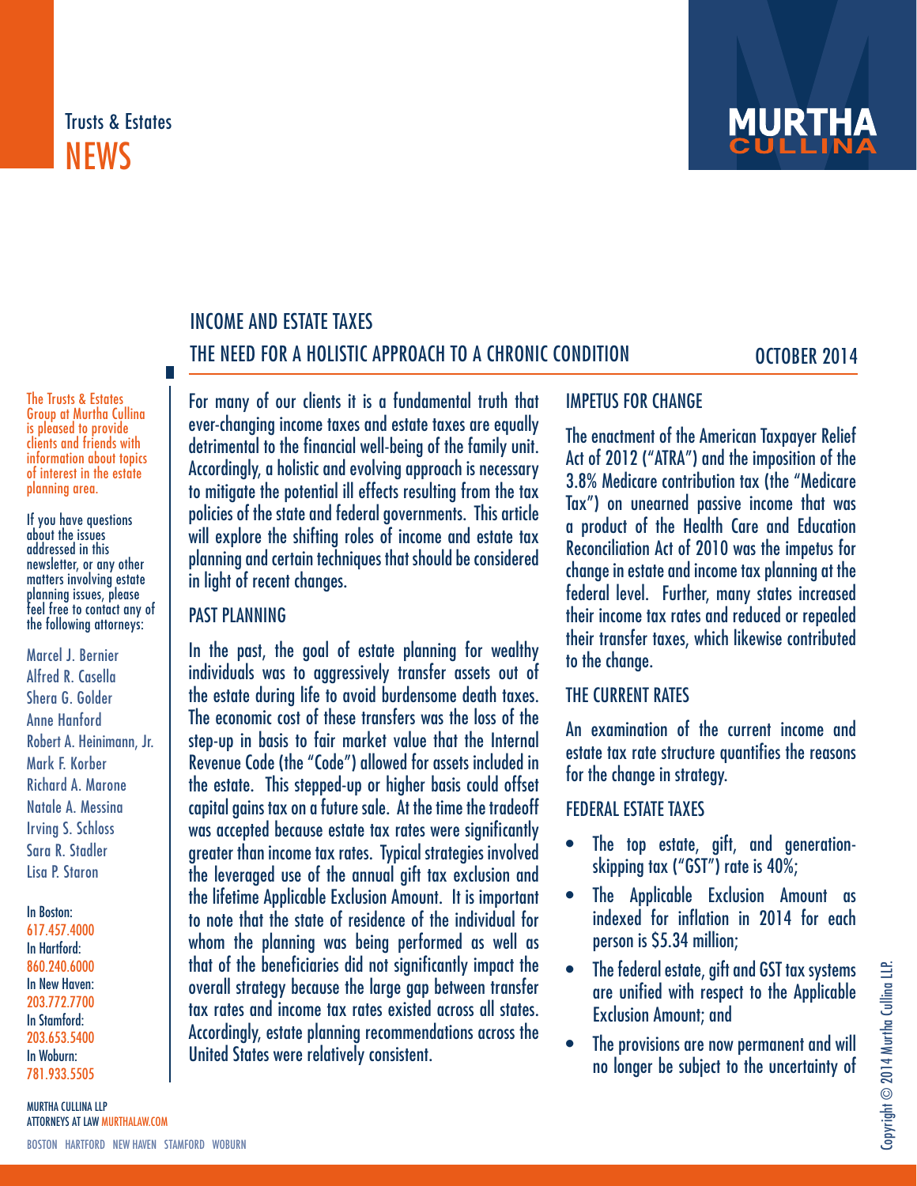Trusts & Estates
NEWS

# INCOME AND ESTATE TAXES

## THE NEED FOR A HOLISTIC APPROACH TO A CHRONIC CONDITION

OCTOBER 2014

The Trusts & Estates Group at Murtha Cullina is pleased to provide clients and friends with information about topics of interest in the estate planning area.

If you have questions about the issues addressed in this newsletter, or any other matters involving estate planning issues, please feel free to contact any of the following attorneys:

Marcel J. Bernier
Alfred R. Casella
Shera G. Golder
Anne Hanford
Robert A. Heinimann, Jr.
Mark F. Korber
Richard A. Marone
Natale A. Messina
Irving S. Schloss
Sara R. Stadler
Lisa P. Staron

In Boston: 617.457.4000
In Hartford: 860.240.6000
In New Haven: 203.772.7700
In Stamford: 203.653.5400
In Woburn: 781.933.5505

MURTHA CULLINA LLP
ATTORNEYS AT LAW MURTHALAW.COM

BOSTON HARTFORD NEW HAVEN STAMFORD WOBURN

For many of our clients it is a fundamental truth that ever-changing income taxes and estate taxes are equally detrimental to the financial well-being of the family unit. Accordingly, a holistic and evolving approach is necessary to mitigate the potential ill effects resulting from the tax policies of the state and federal governments. This article will explore the shifting roles of income and estate tax planning and certain techniques that should be considered in light of recent changes.

### PAST PLANNING

In the past, the goal of estate planning for wealthy individuals was to aggressively transfer assets out of the estate during life to avoid burdensome death taxes. The economic cost of these transfers was the loss of the step-up in basis to fair market value that the Internal Revenue Code (the "Code") allowed for assets included in the estate. This stepped-up or higher basis could offset capital gains tax on a future sale. At the time the tradeoff was accepted because estate tax rates were significantly greater than income tax rates. Typical strategies involved the leveraged use of the annual gift tax exclusion and the lifetime Applicable Exclusion Amount. It is important to note that the state of residence of the individual for whom the planning was being performed as well as that of the beneficiaries did not significantly impact the overall strategy because the large gap between transfer tax rates and income tax rates existed across all states. Accordingly, estate planning recommendations across the United States were relatively consistent.

### IMPETUS FOR CHANGE

The enactment of the American Taxpayer Relief Act of 2012 ("ATRA") and the imposition of the 3.8% Medicare contribution tax (the "Medicare Tax") on unearned passive income that was a product of the Health Care and Education Reconciliation Act of 2010 was the impetus for change in estate and income tax planning at the federal level. Further, many states increased their income tax rates and reduced or repealed their transfer taxes, which likewise contributed to the change.

### THE CURRENT RATES

An examination of the current income and estate tax rate structure quantifies the reasons for the change in strategy.

### FEDERAL ESTATE TAXES

- The top estate, gift, and generation-skipping tax ("GST") rate is 40%;
- The Applicable Exclusion Amount as indexed for inflation in 2014 for each person is $5.34 million;
- The federal estate, gift and GST tax systems are unified with respect to the Applicable Exclusion Amount; and
- The provisions are now permanent and will no longer be subject to the uncertainty of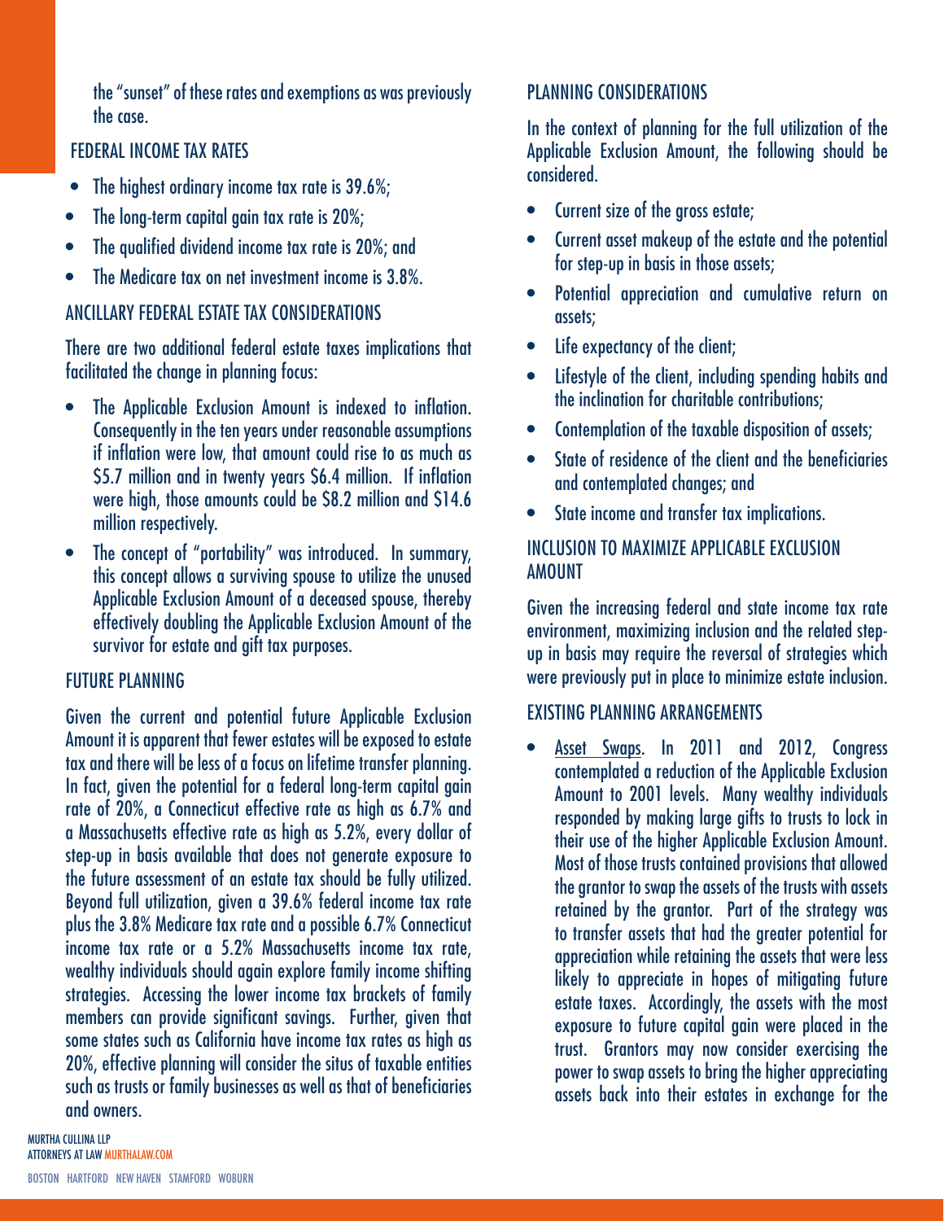the "sunset" of these rates and exemptions as was previously the case.

## FEDERAL INCOME TAX RATES

- The highest ordinary income tax rate is 39.6%;
- The long-term capital gain tax rate is 20%;
- The qualified dividend income tax rate is 20%; and
- The Medicare tax on net investment income is 3.8%.

## ANCILLARY FEDERAL ESTATE TAX CONSIDERATIONS

There are two additional federal estate taxes implications that facilitated the change in planning focus:

- The Applicable Exclusion Amount is indexed to inflation. Consequently in the ten years under reasonable assumptions if inflation were low, that amount could rise to as much as \$5.7 million and in twenty years \$6.4 million. If inflation were high, those amounts could be \$8.2 million and \$14.6 million respectively.
- The concept of "portability" was introduced. In summary, this concept allows a surviving spouse to utilize the unused Applicable Exclusion Amount of a deceased spouse, thereby effectively doubling the Applicable Exclusion Amount of the survivor for estate and gift tax purposes.

## FUTURE PLANNING

Given the current and potential future Applicable Exclusion Amount it is apparent that fewer estates will be exposed to estate tax and there will be less of a focus on lifetime transfer planning. In fact, given the potential for a federal long-term capital gain rate of 20%, a Connecticut effective rate as high as 6.7% and a Massachusetts effective rate as high as 5.2%, every dollar of step-up in basis available that does not generate exposure to the future assessment of an estate tax should be fully utilized. Beyond full utilization, given a 39.6% federal income tax rate plus the 3.8% Medicare tax rate and a possible 6.7% Connecticut income tax rate or a 5.2% Massachusetts income tax rate, wealthy individuals should again explore family income shifting strategies. Accessing the lower income tax brackets of family members can provide significant savings. Further, given that some states such as California have income tax rates as high as 20%, effective planning will consider the situs of taxable entities such as trusts or family businesses as well as that of beneficiaries and owners.

## PLANNING CONSIDERATIONS

In the context of planning for the full utilization of the Applicable Exclusion Amount, the following should be considered.

- Current size of the gross estate;
- Current asset makeup of the estate and the potential for step-up in basis in those assets;
- Potential appreciation and cumulative return on assets;
- Life expectancy of the client;
- Lifestyle of the client, including spending habits and the inclination for charitable contributions;
- Contemplation of the taxable disposition of assets;
- State of residence of the client and the beneficiaries and contemplated changes; and
- State income and transfer tax implications.

## INCLUSION TO MAXIMIZE APPLICABLE EXCLUSION AMOUNT

Given the increasing federal and state income tax rate environment, maximizing inclusion and the related step-up in basis may require the reversal of strategies which were previously put in place to minimize estate inclusion.

## EXISTING PLANNING ARRANGEMENTS

- Asset Swaps. In 2011 and 2012, Congress contemplated a reduction of the Applicable Exclusion Amount to 2001 levels. Many wealthy individuals responded by making large gifts to trusts to lock in their use of the higher Applicable Exclusion Amount. Most of those trusts contained provisions that allowed the grantor to swap the assets of the trusts with assets retained by the grantor. Part of the strategy was to transfer assets that had the greater potential for appreciation while retaining the assets that were less likely to appreciate in hopes of mitigating future estate taxes. Accordingly, the assets with the most exposure to future capital gain were placed in the trust. Grantors may now consider exercising the power to swap assets to bring the higher appreciating assets back into their estates in exchange for the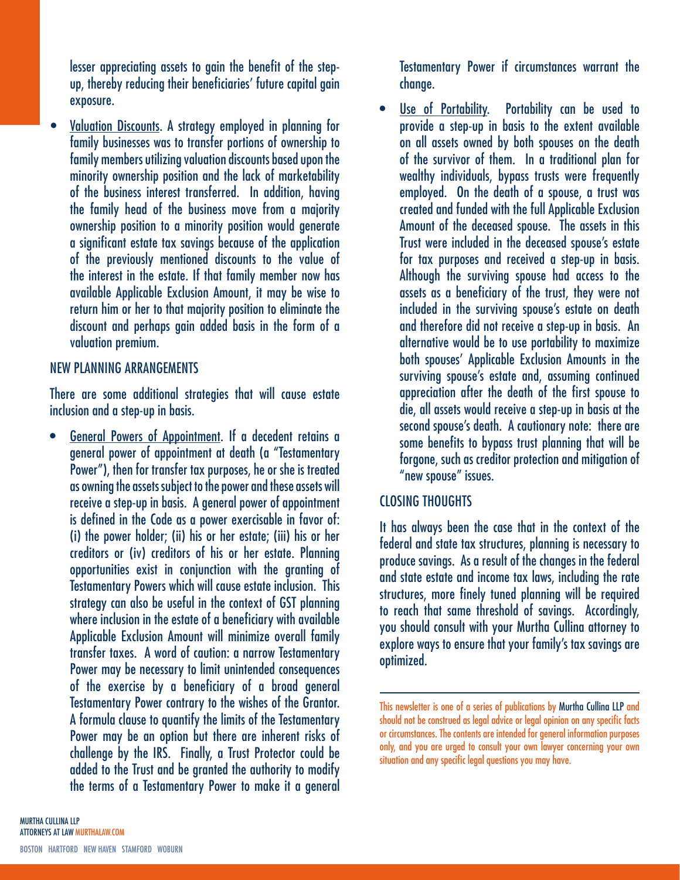lesser appreciating assets to gain the benefit of the step-up, thereby reducing their beneficiaries' future capital gain exposure.

- Valuation Discounts. A strategy employed in planning for family businesses was to transfer portions of ownership to family members utilizing valuation discounts based upon the minority ownership position and the lack of marketability of the business interest transferred. In addition, having the family head of the business move from a majority ownership position to a minority position would generate a significant estate tax savings because of the application of the previously mentioned discounts to the value of the interest in the estate. If that family member now has available Applicable Exclusion Amount, it may be wise to return him or her to that majority position to eliminate the discount and perhaps gain added basis in the form of a valuation premium.

## NEW PLANNING ARRANGEMENTS

There are some additional strategies that will cause estate inclusion and a step-up in basis.

- General Powers of Appointment. If a decedent retains a general power of appointment at death (a "Testamentary Power"), then for transfer tax purposes, he or she is treated as owning the assets subject to the power and these assets will receive a step-up in basis. A general power of appointment is defined in the Code as a power exercisable in favor of: (i) the power holder; (ii) his or her estate; (iii) his or her creditors or (iv) creditors of his or her estate. Planning opportunities exist in conjunction with the granting of Testamentary Powers which will cause estate inclusion. This strategy can also be useful in the context of GST planning where inclusion in the estate of a beneficiary with available Applicable Exclusion Amount will minimize overall family transfer taxes. A word of caution: a narrow Testamentary Power may be necessary to limit unintended consequences of the exercise by a beneficiary of a broad general Testamentary Power contrary to the wishes of the Grantor. A formula clause to quantify the limits of the Testamentary Power may be an option but there are inherent risks of challenge by the IRS. Finally, a Trust Protector could be added to the Trust and be granted the authority to modify the terms of a Testamentary Power to make it a general Testamentary Power if circumstances warrant the change.

- Use of Portability. Portability can be used to provide a step-up in basis to the extent available on all assets owned by both spouses on the death of the survivor of them. In a traditional plan for wealthy individuals, bypass trusts were frequently employed. On the death of a spouse, a trust was created and funded with the full Applicable Exclusion Amount of the deceased spouse. The assets in this Trust were included in the deceased spouse's estate for tax purposes and received a step-up in basis. Although the surviving spouse had access to the assets as a beneficiary of the trust, they were not included in the surviving spouse's estate on death and therefore did not receive a step-up in basis. An alternative would be to use portability to maximize both spouses' Applicable Exclusion Amounts in the surviving spouse's estate and, assuming continued appreciation after the death of the first spouse to die, all assets would receive a step-up in basis at the second spouse's death. A cautionary note: there are some benefits to bypass trust planning that will be forgone, such as creditor protection and mitigation of "new spouse" issues.

## CLOSING THOUGHTS

It has always been the case that in the context of the federal and state tax structures, planning is necessary to produce savings. As a result of the changes in the federal and state estate and income tax laws, including the rate structures, more finely tuned planning will be required to reach that same threshold of savings. Accordingly, you should consult with your Murtha Cullina attorney to explore ways to ensure that your family's tax savings are optimized.

---

This newsletter is one of a series of publications by Murtha Cullina LLP and should not be construed as legal advice or legal opinion on any specific facts or circumstances. The contents are intended for general information purposes only, and you are urged to consult your own lawyer concerning your own situation and any specific legal questions you may have.

MURTHA CULLINA LLP
ATTORNEYS AT LAW MURTHALAW.COM

BOSTON HARTFORD NEW HAVEN STAMFORD WOBURN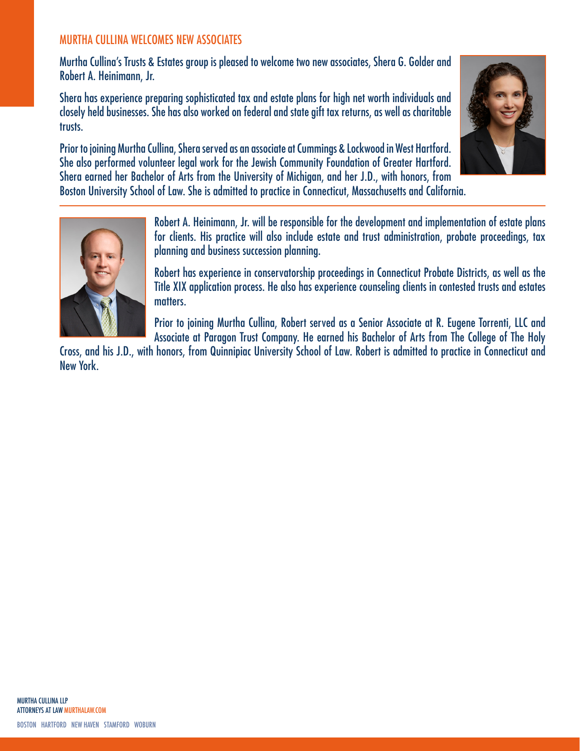## MURTHA CULLINA WELCOMES NEW ASSOCIATES

Murtha Cullina's Trusts & Estates group is pleased to welcome two new associates, Shera G. Golder and Robert A. Heinimann, Jr.

Shera has experience preparing sophisticated tax and estate plans for high net worth individuals and closely held businesses. She has also worked on federal and state gift tax returns, as well as charitable trusts.

Prior to joining Murtha Cullina, Shera served as an associate at Cummings & Lockwood in West Hartford. She also performed volunteer legal work for the Jewish Community Foundation of Greater Hartford. Shera earned her Bachelor of Arts from the University of Michigan, and her J.D., with honors, from Boston University School of Law. She is admitted to practice in Connecticut, Massachusetts and California.

---

Robert A. Heinimann, Jr. will be responsible for the development and implementation of estate plans for clients. His practice will also include estate and trust administration, probate proceedings, tax planning and business succession planning.

Robert has experience in conservatorship proceedings in Connecticut Probate Districts, as well as the Title XIX application process. He also has experience counseling clients in contested trusts and estates matters.

Prior to joining Murtha Cullina, Robert served as a Senior Associate at R. Eugene Torrenti, LLC and Associate at Paragon Trust Company. He earned his Bachelor of Arts from The College of The Holy Cross, and his J.D., with honors, from Quinnipiac University School of Law. Robert is admitted to practice in Connecticut and New York.

MURTHA CULLINA LLP
ATTORNEYS AT LAW MURTHALAW.COM

BOSTON HARTFORD NEW HAVEN STAMFORD WOBURN